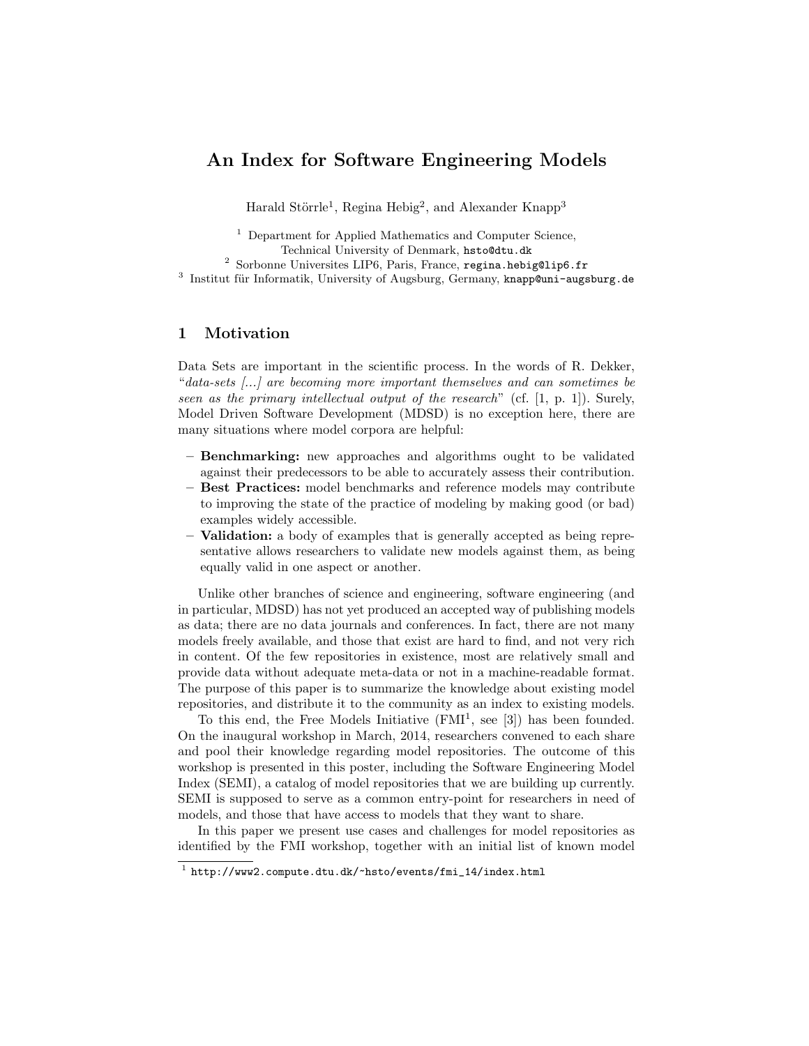# An Index for Software Engineering Models

Harald Störrle[1], Regina Hebig[2], and Alexander Knapp[3]

[1] Department for Applied Mathematics and Computer Science, Technical University of Denmark, hsto@dtu.dk
[2] Sorbonne Universites LIP6, Paris, France, regina.hebig@lip6.fr
[3] Institut für Informatik, University of Augsburg, Germany, knapp@uni-augsburg.de

## 1 Motivation

Data Sets are important in the scientific process. In the words of R. Dekker, "*data-sets [...] are becoming more important themselves and can sometimes be seen as the primary intellectual output of the research*" (cf. [1, p. 1]). Surely, Model Driven Software Development (MDSD) is no exception here, there are many situations where model corpora are helpful:

- **Benchmarking:** new approaches and algorithms ought to be validated against their predecessors to be able to accurately assess their contribution.
- **Best Practices:** model benchmarks and reference models may contribute to improving the state of the practice of modeling by making good (or bad) examples widely accessible.
- **Validation:** a body of examples that is generally accepted as being representative allows researchers to validate new models against them, as being equally valid in one aspect or another.

Unlike other branches of science and engineering, software engineering (and in particular, MDSD) has not yet produced an accepted way of publishing models as data; there are no data journals and conferences. In fact, there are not many models freely available, and those that exist are hard to find, and not very rich in content. Of the few repositories in existence, most are relatively small and provide data without adequate meta-data or not in a machine-readable format. The purpose of this paper is to summarize the knowledge about existing model repositories, and distribute it to the community as an index to existing models.

To this end, the Free Models Initiative (FMI[1], see [3]) has been founded. On the inaugural workshop in March, 2014, researchers convened to each share and pool their knowledge regarding model repositories. The outcome of this workshop is presented in this poster, including the Software Engineering Model Index (SEMI), a catalog of model repositories that we are building up currently. SEMI is supposed to serve as a common entry-point for researchers in need of models, and those that have access to models that they want to share.

In this paper we present use cases and challenges for model repositories as identified by the FMI workshop, together with an initial list of known model

[1] http://www2.compute.dtu.dk/~hsto/events/fmi_14/index.html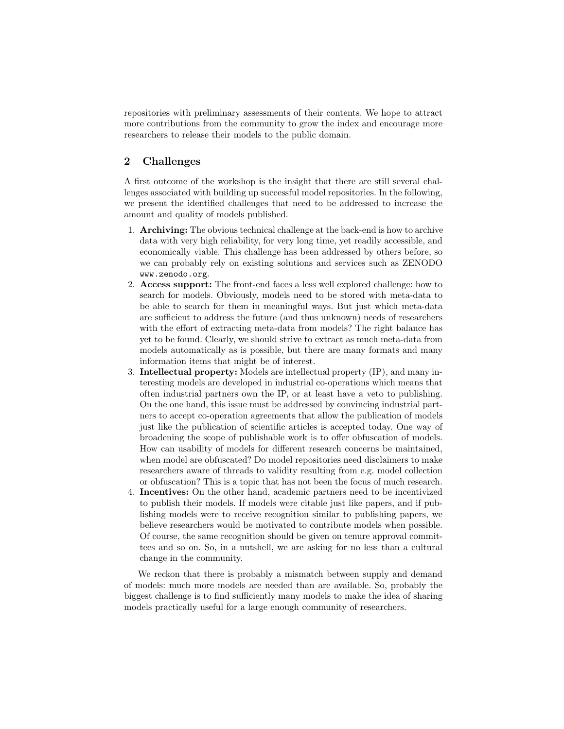repositories with preliminary assessments of their contents. We hope to attract more contributions from the community to grow the index and encourage more researchers to release their models to the public domain.

## 2 Challenges

A first outcome of the workshop is the insight that there are still several challenges associated with building up successful model repositories. In the following, we present the identified challenges that need to be addressed to increase the amount and quality of models published.

1. **Archiving:** The obvious technical challenge at the back-end is how to archive data with very high reliability, for very long time, yet readily accessible, and economically viable. This challenge has been addressed by others before, so we can probably rely on existing solutions and services such as ZENODO `www.zenodo.org`.
2. **Access support:** The front-end faces a less well explored challenge: how to search for models. Obviously, models need to be stored with meta-data to be able to search for them in meaningful ways. But just which meta-data are sufficient to address the future (and thus unknown) needs of researchers with the effort of extracting meta-data from models? The right balance has yet to be found. Clearly, we should strive to extract as much meta-data from models automatically as is possible, but there are many formats and many information items that might be of interest.
3. **Intellectual property:** Models are intellectual property (IP), and many interesting models are developed in industrial co-operations which means that often industrial partners own the IP, or at least have a veto to publishing. On the one hand, this issue must be addressed by convincing industrial partners to accept co-operation agreements that allow the publication of models just like the publication of scientific articles is accepted today. One way of broadening the scope of publishable work is to offer obfuscation of models. How can usability of models for different research concerns be maintained, when model are obfuscated? Do model repositories need disclaimers to make researchers aware of threads to validity resulting from e.g. model collection or obfuscation? This is a topic that has not been the focus of much research.
4. **Incentives:** On the other hand, academic partners need to be incentivized to publish their models. If models were citable just like papers, and if publishing models were to receive recognition similar to publishing papers, we believe researchers would be motivated to contribute models when possible. Of course, the same recognition should be given on tenure approval committees and so on. So, in a nutshell, we are asking for no less than a cultural change in the community.

We reckon that there is probably a mismatch between supply and demand of models: much more models are needed than are available. So, probably the biggest challenge is to find sufficiently many models to make the idea of sharing models practically useful for a large enough community of researchers.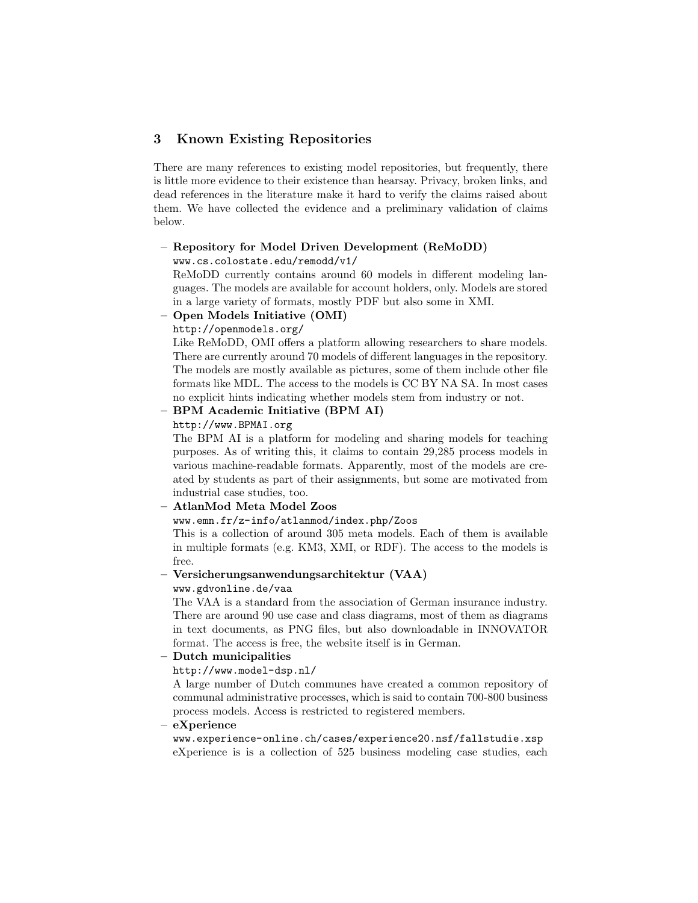## 3 Known Existing Repositories

There are many references to existing model repositories, but frequently, there is little more evidence to their existence than hearsay. Privacy, broken links, and dead references in the literature make it hard to verify the claims raised about them. We have collected the evidence and a preliminary validation of claims below.

- **Repository for Model Driven Development (ReMoDD)**
  `www.cs.colostate.edu/remodd/v1/`
  ReMoDD currently contains around 60 models in different modeling languages. The models are available for account holders, only. Models are stored in a large variety of formats, mostly PDF but also some in XMI.
- **Open Models Initiative (OMI)**
  `http://openmodels.org/`
  Like ReMoDD, OMI offers a platform allowing researchers to share models. There are currently around 70 models of different languages in the repository. The models are mostly available as pictures, some of them include other file formats like MDL. The access to the models is CC BY NA SA. In most cases no explicit hints indicating whether models stem from industry or not.
- **BPM Academic Initiative (BPM AI)**
  `http://www.BPMAI.org`
  The BPM AI is a platform for modeling and sharing models for teaching purposes. As of writing this, it claims to contain 29,285 process models in various machine-readable formats. Apparently, most of the models are created by students as part of their assignments, but some are motivated from industrial case studies, too.
- **AtlanMod Meta Model Zoos**
  `www.emn.fr/z-info/atlanmod/index.php/Zoos`
  This is a collection of around 305 meta models. Each of them is available in multiple formats (e.g. KM3, XMI, or RDF). The access to the models is free.
- **Versicherungsanwendungsarchitektur (VAA)**
  `www.gdvonline.de/vaa`
  The VAA is a standard from the association of German insurance industry. There are around 90 use case and class diagrams, most of them as diagrams in text documents, as PNG files, but also downloadable in INNOVATOR format. The access is free, the website itself is in German.
- **Dutch municipalities**
  `http://www.model-dsp.nl/`
  A large number of Dutch communes have created a common repository of communal administrative processes, which is said to contain 700-800 business process models. Access is restricted to registered members.
- **eXperience**
  `www.experience-online.ch/cases/experience20.nsf/fallstudie.xsp`
  eXperience is is a collection of 525 business modeling case studies, each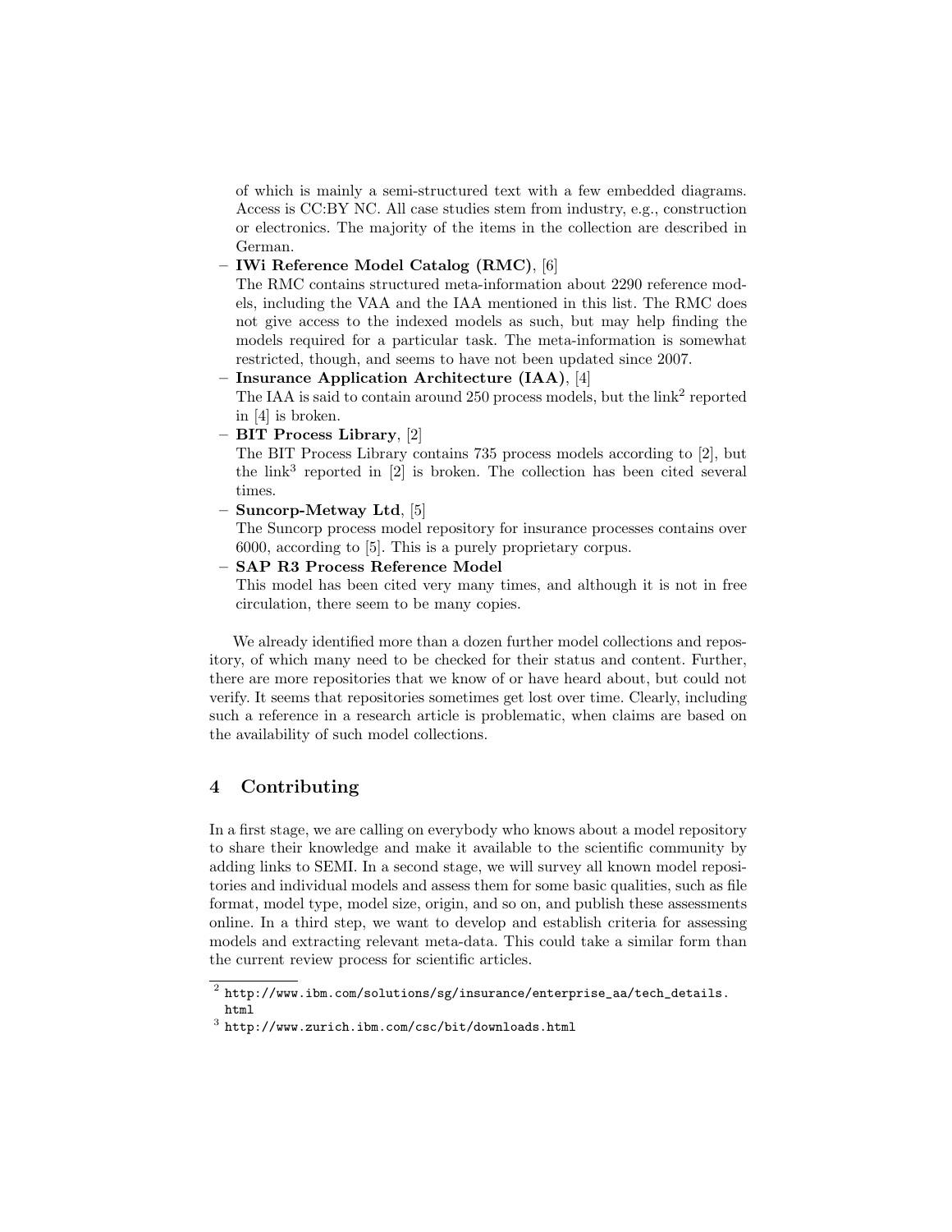of which is mainly a semi-structured text with a few embedded diagrams. Access is CC:BY NC. All case studies stem from industry, e.g., construction or electronics. The majority of the items in the collection are described in German.

- **IWi Reference Model Catalog (RMC)**, [6]
  The RMC contains structured meta-information about 2290 reference models, including the VAA and the IAA mentioned in this list. The RMC does not give access to the indexed models as such, but may help finding the models required for a particular task. The meta-information is somewhat restricted, though, and seems to have not been updated since 2007.
- **Insurance Application Architecture (IAA)**, [4]
  The IAA is said to contain around 250 process models, but the link[2] reported in [4] is broken.
- **BIT Process Library**, [2]
  The BIT Process Library contains 735 process models according to [2], but the link[3] reported in [2] is broken. The collection has been cited several times.
- **Suncorp-Metway Ltd**, [5]
  The Suncorp process model repository for insurance processes contains over 6000, according to [5]. This is a purely proprietary corpus.
- **SAP R3 Process Reference Model**
  This model has been cited very many times, and although it is not in free circulation, there seem to be many copies.

We already identified more than a dozen further model collections and repository, of which many need to be checked for their status and content. Further, there are more repositories that we know of or have heard about, but could not verify. It seems that repositories sometimes get lost over time. Clearly, including such a reference in a research article is problematic, when claims are based on the availability of such model collections.

## 4 Contributing

In a first stage, we are calling on everybody who knows about a model repository to share their knowledge and make it available to the scientific community by adding links to SEMI. In a second stage, we will survey all known model repositories and individual models and assess them for some basic qualities, such as file format, model type, model size, origin, and so on, and publish these assessments online. In a third step, we want to develop and establish criteria for assessing models and extracting relevant meta-data. This could take a similar form than the current review process for scientific articles.

[2] `http://www.ibm.com/solutions/sg/insurance/enterprise_aa/tech_details.html`

[3] `http://www.zurich.ibm.com/csc/bit/downloads.html`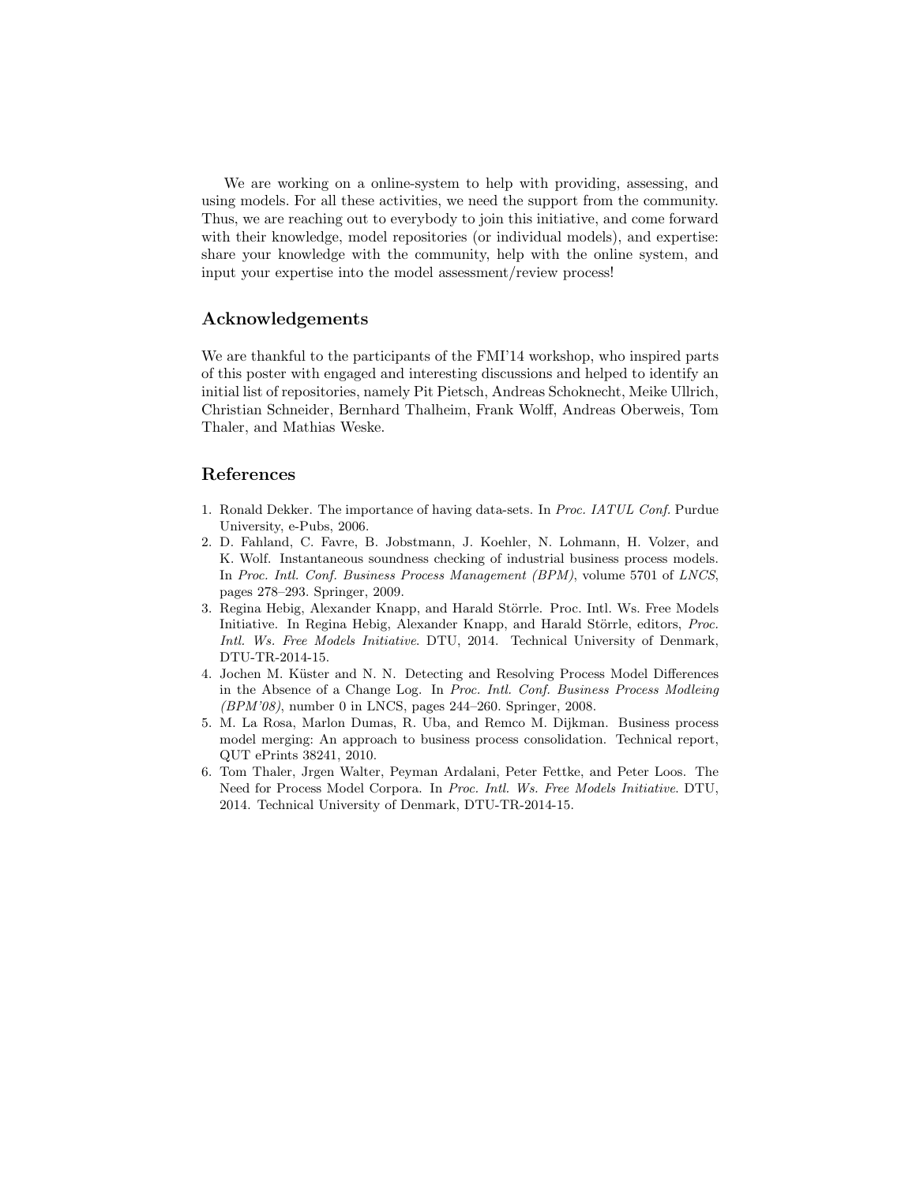We are working on a online-system to help with providing, assessing, and using models. For all these activities, we need the support from the community. Thus, we are reaching out to everybody to join this initiative, and come forward with their knowledge, model repositories (or individual models), and expertise: share your knowledge with the community, help with the online system, and input your expertise into the model assessment/review process!

## Acknowledgements

We are thankful to the participants of the FMI'14 workshop, who inspired parts of this poster with engaged and interesting discussions and helped to identify an initial list of repositories, namely Pit Pietsch, Andreas Schoknecht, Meike Ullrich, Christian Schneider, Bernhard Thalheim, Frank Wolff, Andreas Oberweis, Tom Thaler, and Mathias Weske.

## References

1. Ronald Dekker. The importance of having data-sets. In *Proc. IATUL Conf.* Purdue University, e-Pubs, 2006.
2. D. Fahland, C. Favre, B. Jobstmann, J. Koehler, N. Lohmann, H. Volzer, and K. Wolf. Instantaneous soundness checking of industrial business process models. In *Proc. Intl. Conf. Business Process Management (BPM)*, volume 5701 of *LNCS*, pages 278–293. Springer, 2009.
3. Regina Hebig, Alexander Knapp, and Harald Störrle. Proc. Intl. Ws. Free Models Initiative. In Regina Hebig, Alexander Knapp, and Harald Störrle, editors, *Proc. Intl. Ws. Free Models Initiative*. DTU, 2014. Technical University of Denmark, DTU-TR-2014-15.
4. Jochen M. Küster and N. N. Detecting and Resolving Process Model Differences in the Absence of a Change Log. In *Proc. Intl. Conf. Business Process Modleing (BPM'08)*, number 0 in LNCS, pages 244–260. Springer, 2008.
5. M. La Rosa, Marlon Dumas, R. Uba, and Remco M. Dijkman. Business process model merging: An approach to business process consolidation. Technical report, QUT ePrints 38241, 2010.
6. Tom Thaler, Jrgen Walter, Peyman Ardalani, Peter Fettke, and Peter Loos. The Need for Process Model Corpora. In *Proc. Intl. Ws. Free Models Initiative*. DTU, 2014. Technical University of Denmark, DTU-TR-2014-15.